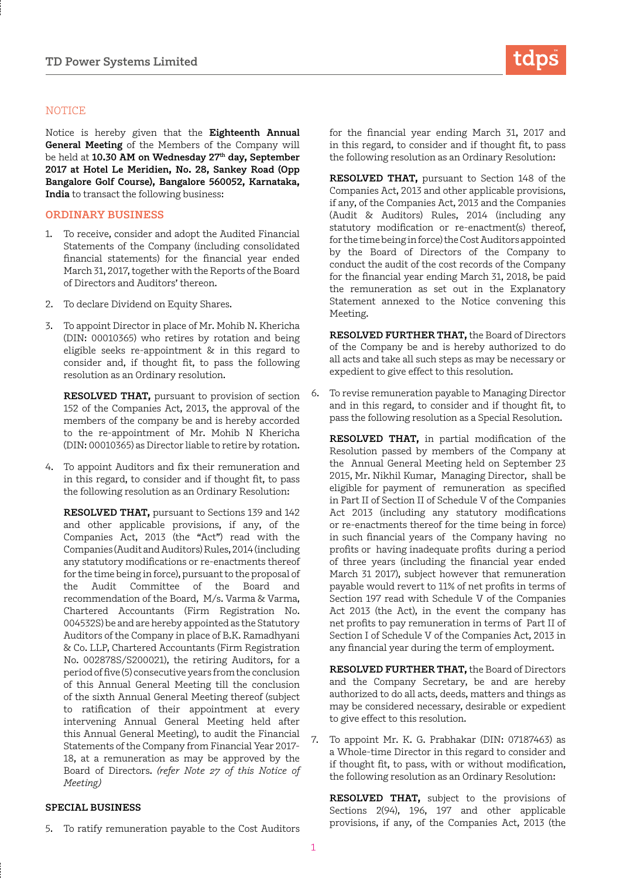## NOTICE

Notice is hereby given that the **Eighteenth Annual General Meeting** of the Members of the Company will be held at **10.30 AM on Wednesday 27th day, September 2017 at Hotel Le Meridien, No. 28, Sankey Road (Opp Bangalore Golf Course), Bangalore 560052, Karnataka, India** to transact the following business:

## ORDINARY BUSINESS

1. To receive, consider and adopt the Audited Financial Statements of the Company (including consolidated financial statements) for the financial year ended March 31, 2017, together with the Reports of the Board of Directors and Auditors' thereon.

2. To declare Dividend on Equity Shares.

3. To appoint Director in place of Mr. Mohib N. Khericha (DIN: 00010365) who retires by rotation and being eligible seeks re-appointment & in this regard to consider and, if thought fit, to pass the following resolution as an Ordinary resolution.

   **RESOLVED THAT,** pursuant to provision of section 152 of the Companies Act, 2013, the approval of the members of the company be and is hereby accorded to the re-appointment of Mr. Mohib N Khericha (DIN: 00010365) as Director liable to retire by rotation.

4. To appoint Auditors and fix their remuneration and in this regard, to consider and if thought fit, to pass the following resolution as an Ordinary Resolution:

   **RESOLVED THAT,** pursuant to Sections 139 and 142 and other applicable provisions, if any, of the Companies Act, 2013 (the "Act") read with the Companies (Audit and Auditors) Rules, 2014 (including any statutory modifications or re-enactments thereof for the time being in force), pursuant to the proposal of the Audit Committee of the Board and recommendation of the Board, M/s. Varma & Varma, Chartered Accountants (Firm Registration No. 004532S) be and are hereby appointed as the Statutory Auditors of the Company in place of B.K. Ramadhyani & Co. LLP, Chartered Accountants (Firm Registration No. 002878S/S200021), the retiring Auditors, for a period of five (5) consecutive years from the conclusion of this Annual General Meeting till the conclusion of the sixth Annual General Meeting thereof (subject to ratification of their appointment at every intervening Annual General Meeting held after this Annual General Meeting), to audit the Financial Statements of the Company from Financial Year 2017-18, at a remuneration as may be approved by the Board of Directors. *(refer Note 27 of this Notice of Meeting)*

## SPECIAL BUSINESS

5. To ratify remuneration payable to the Cost Auditors for the financial year ending March 31, 2017 and in this regard, to consider and if thought fit, to pass the following resolution as an Ordinary Resolution:

   **RESOLVED THAT,** pursuant to Section 148 of the Companies Act, 2013 and other applicable provisions, if any, of the Companies Act, 2013 and the Companies (Audit & Auditors) Rules, 2014 (including any statutory modification or re-enactment(s) thereof, for the time being in force) the Cost Auditors appointed by the Board of Directors of the Company to conduct the audit of the cost records of the Company for the financial year ending March 31, 2018, be paid the remuneration as set out in the Explanatory Statement annexed to the Notice convening this Meeting.

   **RESOLVED FURTHER THAT,** the Board of Directors of the Company be and is hereby authorized to do all acts and take all such steps as may be necessary or expedient to give effect to this resolution.

6. To revise remuneration payable to Managing Director and in this regard, to consider and if thought fit, to pass the following resolution as a Special Resolution.

   **RESOLVED THAT,** in partial modification of the Resolution passed by members of the Company at the Annual General Meeting held on September 23 2015, Mr. Nikhil Kumar, Managing Director, shall be eligible for payment of remuneration as specified in Part II of Section II of Schedule V of the Companies Act 2013 (including any statutory modifications or re-enactments thereof for the time being in force) in such financial years of the Company having no profits or having inadequate profits during a period of three years (including the financial year ended March 31 2017), subject however that remuneration payable would revert to 11% of net profits in terms of Section 197 read with Schedule V of the Companies Act 2013 (the Act), in the event the company has net profits to pay remuneration in terms of Part II of Section I of Schedule V of the Companies Act, 2013 in any financial year during the term of employment.

   **RESOLVED FURTHER THAT,** the Board of Directors and the Company Secretary, be and are hereby authorized to do all acts, deeds, matters and things as may be considered necessary, desirable or expedient to give effect to this resolution.

7. To appoint Mr. K. G. Prabhakar (DIN: 07187463) as a Whole-time Director in this regard to consider and if thought fit, to pass, with or without modification, the following resolution as an Ordinary Resolution:

   **RESOLVED THAT,** subject to the provisions of Sections 2(94), 196, 197 and other applicable provisions, if any, of the Companies Act, 2013 (the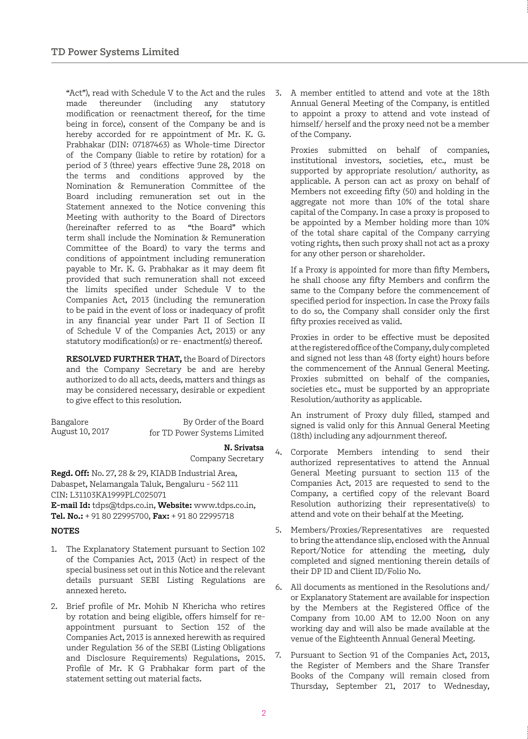"Act"), read with Schedule V to the Act and the rules made thereunder (including any statutory modification or reenactment thereof, for the time being in force), consent of the Company be and is hereby accorded for re appointment of Mr. K. G. Prabhakar (DIN: 07187463) as Whole-time Director of the Company (liable to retire by rotation) for a period of 3 (three) years effective June 28, 2018 on the terms and conditions approved by the Nomination & Remuneration Committee of the Board including remuneration set out in the Statement annexed to the Notice convening this Meeting with authority to the Board of Directors (hereinafter referred to as "the Board" which term shall include the Nomination & Remuneration Committee of the Board) to vary the terms and conditions of appointment including remuneration payable to Mr. K. G. Prabhakar as it may deem fit provided that such remuneration shall not exceed the limits specified under Schedule V to the Companies Act, 2013 (including the remuneration to be paid in the event of loss or inadequacy of profit in any financial year under Part II of Section II of Schedule V of the Companies Act, 2013) or any statutory modification(s) or re- enactment(s) thereof.

**RESOLVED FURTHER THAT,** the Board of Directors and the Company Secretary be and are hereby authorized to do all acts, deeds, matters and things as may be considered necessary, desirable or expedient to give effect to this resolution.

Bangalore
August 10, 2017

By Order of the Board
for TD Power Systems Limited

**N. Srivatsa**
Company Secretary

**Regd. Off:** No. 27, 28 & 29, KIADB Industrial Area, Dabaspet, Nelamangala Taluk, Bengaluru - 562 111
CIN: L31103KA1999PLC025071
**E-mail Id:** tdps@tdps.co.in, **Website:** www.tdps.co.in,
**Tel. No.:** + 91 80 22995700, **Fax:** + 91 80 22995718

**NOTES**

1. The Explanatory Statement pursuant to Section 102 of the Companies Act, 2013 (Act) in respect of the special business set out in this Notice and the relevant details pursuant SEBI Listing Regulations are annexed hereto.

2. Brief profile of Mr. Mohib N Khericha who retires by rotation and being eligible, offers himself for re-appointment pursuant to Section 152 of the Companies Act, 2013 is annexed herewith as required under Regulation 36 of the SEBI (Listing Obligations and Disclosure Requirements) Regulations, 2015. Profile of Mr. K G Prabhakar form part of the statement setting out material facts.

3. A member entitled to attend and vote at the 18th Annual General Meeting of the Company, is entitled to appoint a proxy to attend and vote instead of himself/ herself and the proxy need not be a member of the Company.

   Proxies submitted on behalf of companies, institutional investors, societies, etc., must be supported by appropriate resolution/ authority, as applicable. A person can act as proxy on behalf of Members not exceeding fifty (50) and holding in the aggregate not more than 10% of the total share capital of the Company. In case a proxy is proposed to be appointed by a Member holding more than 10% of the total share capital of the Company carrying voting rights, then such proxy shall not act as a proxy for any other person or shareholder.

   If a Proxy is appointed for more than fifty Members, he shall choose any fifty Members and confirm the same to the Company before the commencement of specified period for inspection. In case the Proxy fails to do so, the Company shall consider only the first fifty proxies received as valid.

   Proxies in order to be effective must be deposited at the registered office of the Company, duly completed and signed not less than 48 (forty eight) hours before the commencement of the Annual General Meeting. Proxies submitted on behalf of the companies, societies etc., must be supported by an appropriate Resolution/authority as applicable.

   An instrument of Proxy duly filled, stamped and signed is valid only for this Annual General Meeting (18th) including any adjournment thereof.

4. Corporate Members intending to send their authorized representatives to attend the Annual General Meeting pursuant to section 113 of the Companies Act, 2013 are requested to send to the Company, a certified copy of the relevant Board Resolution authorizing their representative(s) to attend and vote on their behalf at the Meeting.

5. Members/Proxies/Representatives are requested to bring the attendance slip, enclosed with the Annual Report/Notice for attending the meeting, duly completed and signed mentioning therein details of their DP ID and Client ID/Folio No.

6. All documents as mentioned in the Resolutions and/ or Explanatory Statement are available for inspection by the Members at the Registered Office of the Company from 10.00 AM to 12.00 Noon on any working day and will also be made available at the venue of the Eighteenth Annual General Meeting.

7. Pursuant to Section 91 of the Companies Act, 2013, the Register of Members and the Share Transfer Books of the Company will remain closed from Thursday, September 21, 2017 to Wednesday,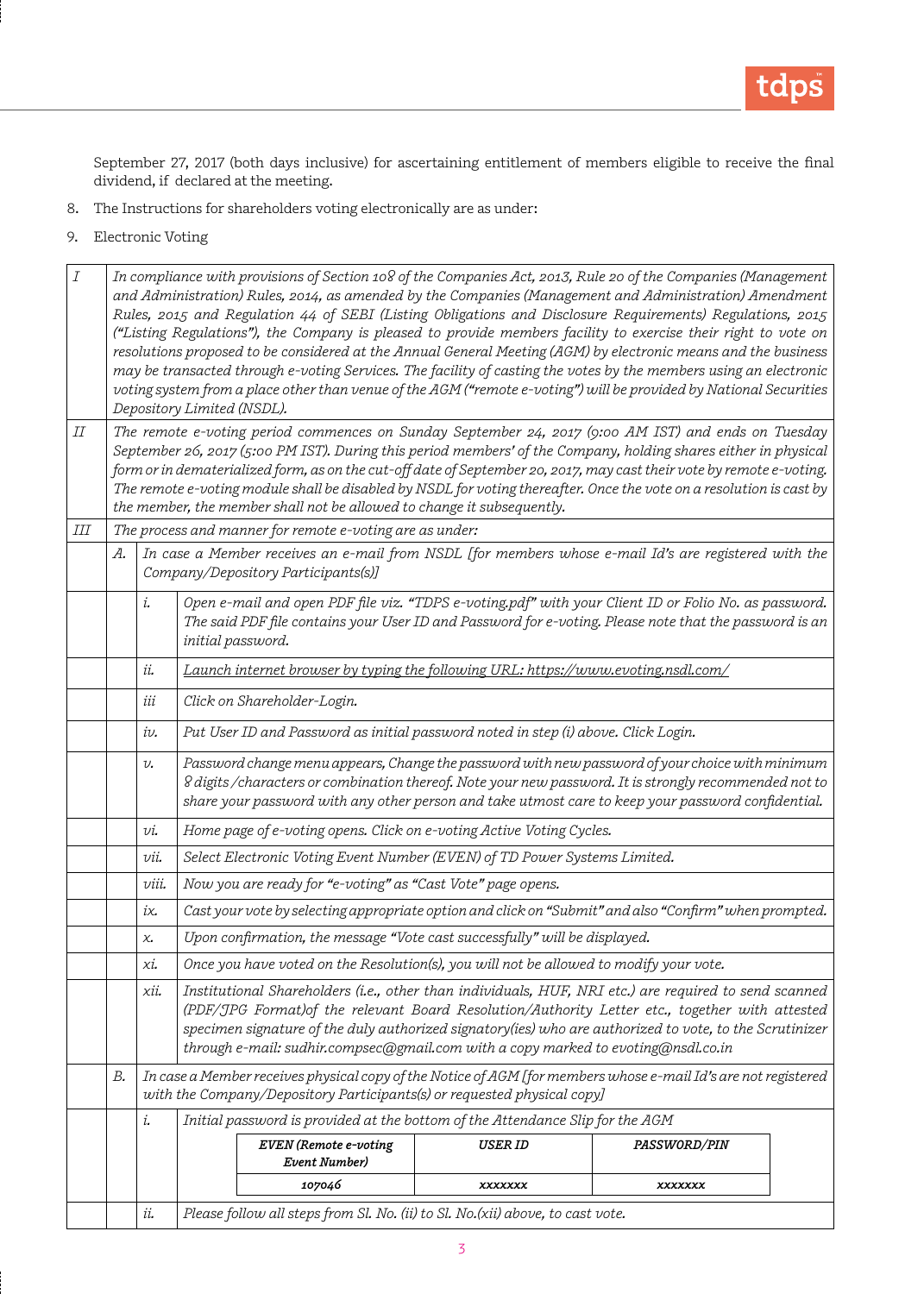September 27, 2017 (both days inclusive) for ascertaining entitlement of members eligible to receive the final dividend, if declared at the meeting.

8. The Instructions for shareholders voting electronically are as under:

9. Electronic Voting

| | | | |
|---|---|---|---|
| I | *In compliance with provisions of Section 108 of the Companies Act, 2013, Rule 20 of the Companies (Management and Administration) Rules, 2014, as amended by the Companies (Management and Administration) Amendment Rules, 2015 and Regulation 44 of SEBI (Listing Obligations and Disclosure Requirements) Regulations, 2015 ("Listing Regulations"), the Company is pleased to provide members facility to exercise their right to vote on resolutions proposed to be considered at the Annual General Meeting (AGM) by electronic means and the business may be transacted through e-voting Services. The facility of casting the votes by the members using an electronic voting system from a place other than venue of the AGM ("remote e-voting") will be provided by National Securities Depository Limited (NSDL).* | | |
| II | *The remote e-voting period commences on Sunday September 24, 2017 (9:00 AM IST) and ends on Tuesday September 26, 2017 (5:00 PM IST). During this period members' of the Company, holding shares either in physical form or in dematerialized form, as on the cut-off date of September 20, 2017, may cast their vote by remote e-voting. The remote e-voting module shall be disabled by NSDL for voting thereafter. Once the vote on a resolution is cast by the member, the member shall not be allowed to change it subsequently.* | | |
| III | *The process and manner for remote e-voting are as under:* | | |
| | *A.* | *In case a Member receives an e-mail from NSDL [for members whose e-mail Id's are registered with the Company/Depository Participants(s)]* | |
| | | *i.* | *Open e-mail and open PDF file viz. "TDPS e-voting.pdf" with your Client ID or Folio No. as password. The said PDF file contains your User ID and Password for e-voting. Please note that the password is an initial password.* |
| | | *ii.* | *Launch internet browser by typing the following URL: https://www.evoting.nsdl.com/* |
| | | *iii* | *Click on Shareholder-Login.* |
| | | *iv.* | *Put User ID and Password as initial password noted in step (i) above. Click Login.* |
| | | *v.* | *Password change menu appears, Change the password with new password of your choice with minimum 8 digits /characters or combination thereof. Note your new password. It is strongly recommended not to share your password with any other person and take utmost care to keep your password confidential.* |
| | | *vi.* | *Home page of e-voting opens. Click on e-voting Active Voting Cycles.* |
| | | *vii.* | *Select Electronic Voting Event Number (EVEN) of TD Power Systems Limited.* |
| | | *viii.* | *Now you are ready for "e-voting" as "Cast Vote" page opens.* |
| | | *ix.* | *Cast your vote by selecting appropriate option and click on "Submit" and also "Confirm" when prompted.* |
| | | *x.* | *Upon confirmation, the message "Vote cast successfully" will be displayed.* |
| | | *xi.* | *Once you have voted on the Resolution(s), you will not be allowed to modify your vote.* |
| | | *xii.* | *Institutional Shareholders (i.e., other than individuals, HUF, NRI etc.) are required to send scanned (PDF/JPG Format)of the relevant Board Resolution/Authority Letter etc., together with attested specimen signature of the duly authorized signatory(ies) who are authorized to vote, to the Scrutinizer through e-mail: sudhir.compsec@gmail.com with a copy marked to evoting@nsdl.co.in* |
| | *B.* | *In case a Member receives physical copy of the Notice of AGM [for members whose e-mail Id's are not registered with the Company/Depository Participants(s) or requested physical copy]* | |
| | | *i.* | *Initial password is provided at the bottom of the Attendance Slip for the AGM* |
| | | *ii.* | *Please follow all steps from Sl. No. (ii) to Sl. No.(xii) above, to cast vote.* |

| ***EVEN (Remote e-voting Event Number)*** | ***USER ID*** | ***PASSWORD/PIN*** |
|---|---|---|
| *107046* | *xxxxxxx* | *xxxxxxx* |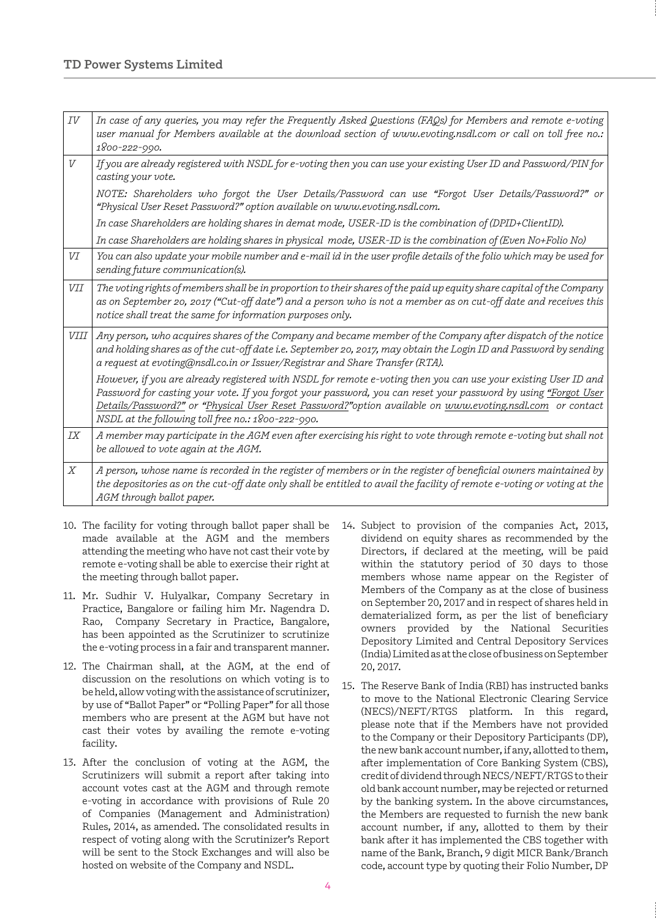| IV | *In case of any queries, you may refer the Frequently Asked Questions (FAQs) for Members and remote e-voting user manual for Members available at the download section of www.evoting.nsdl.com or call on toll free no.: 1800-222-990.* |
|---|---|
| V | *If you are already registered with NSDL for e-voting then you can use your existing User ID and Password/PIN for casting your vote.*<br>*NOTE: Shareholders who forgot the User Details/Password can use "Forgot User Details/Password?" or "Physical User Reset Password?" option available on www.evoting.nsdl.com.*<br>*In case Shareholders are holding shares in demat mode, USER-ID is the combination of (DPID+ClientID).*<br>*In case Shareholders are holding shares in physical mode, USER-ID is the combination of (Even No+Folio No)* |
| VI | *You can also update your mobile number and e-mail id in the user profile details of the folio which may be used for sending future communication(s).* |
| VII | *The voting rights of members shall be in proportion to their shares of the paid up equity share capital of the Company as on September 20, 2017 ("Cut-off date") and a person who is not a member as on cut-off date and receives this notice shall treat the same for information purposes only.* |
| VIII | *Any person, who acquires shares of the Company and became member of the Company after dispatch of the notice and holding shares as of the cut-off date i.e. September 20, 2017, may obtain the Login ID and Password by sending a request at evoting@nsdl.co.in or Issuer/Registrar and Share Transfer (RTA).*<br>*However, if you are already registered with NSDL for remote e-voting then you can use your existing User ID and Password for casting your vote. If you forgot your password, you can reset your password by using "Forgot User Details/Password?" or "Physical User Reset Password?"option available on www.evoting.nsdl.com or contact NSDL at the following toll free no.: 1800-222-990.* |
| IX | *A member may participate in the AGM even after exercising his right to vote through remote e-voting but shall not be allowed to vote again at the AGM.* |
| X | *A person, whose name is recorded in the register of members or in the register of beneficial owners maintained by the depositories as on the cut-off date only shall be entitled to avail the facility of remote e-voting or voting at the AGM through ballot paper.* |

10. The facility for voting through ballot paper shall be made available at the AGM and the members attending the meeting who have not cast their vote by remote e-voting shall be able to exercise their right at the meeting through ballot paper.

11. Mr. Sudhir V. Hulyalkar, Company Secretary in Practice, Bangalore or failing him Mr. Nagendra D. Rao, Company Secretary in Practice, Bangalore, has been appointed as the Scrutinizer to scrutinize the e-voting process in a fair and transparent manner.

12. The Chairman shall, at the AGM, at the end of discussion on the resolutions on which voting is to be held, allow voting with the assistance of scrutinizer, by use of "Ballot Paper" or "Polling Paper" for all those members who are present at the AGM but have not cast their votes by availing the remote e-voting facility.

13. After the conclusion of voting at the AGM, the Scrutinizers will submit a report after taking into account votes cast at the AGM and through remote e-voting in accordance with provisions of Rule 20 of Companies (Management and Administration) Rules, 2014, as amended. The consolidated results in respect of voting along with the Scrutinizer's Report will be sent to the Stock Exchanges and will also be hosted on website of the Company and NSDL.

14. Subject to provision of the companies Act, 2013, dividend on equity shares as recommended by the Directors, if declared at the meeting, will be paid within the statutory period of 30 days to those members whose name appear on the Register of Members of the Company as at the close of business on September 20, 2017 and in respect of shares held in dematerialized form, as per the list of beneficiary owners provided by the National Securities Depository Limited and Central Depository Services (India) Limited as at the close of business on September 20, 2017.

15. The Reserve Bank of India (RBI) has instructed banks to move to the National Electronic Clearing Service (NECS)/NEFT/RTGS platform. In this regard, please note that if the Members have not provided to the Company or their Depository Participants (DP), the new bank account number, if any, allotted to them, after implementation of Core Banking System (CBS), credit of dividend through NECS/NEFT/RTGS to their old bank account number, may be rejected or returned by the banking system. In the above circumstances, the Members are requested to furnish the new bank account number, if any, allotted to them by their bank after it has implemented the CBS together with name of the Bank, Branch, 9 digit MICR Bank/Branch code, account type by quoting their Folio Number, DP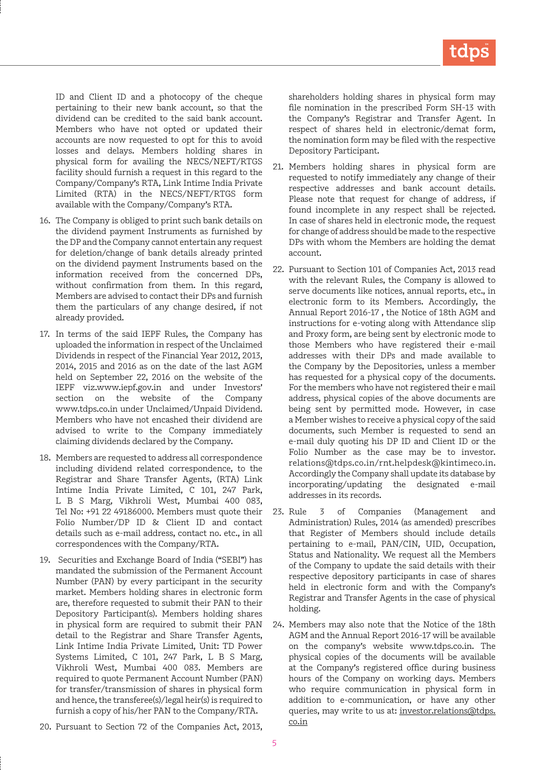ID and Client ID and a photocopy of the cheque pertaining to their new bank account, so that the dividend can be credited to the said bank account. Members who have not opted or updated their accounts are now requested to opt for this to avoid losses and delays. Members holding shares in physical form for availing the NECS/NEFT/RTGS facility should furnish a request in this regard to the Company/Company's RTA, Link Intime India Private Limited (RTA) in the NECS/NEFT/RTGS form available with the Company/Company's RTA.

16. The Company is obliged to print such bank details on the dividend payment Instruments as furnished by the DP and the Company cannot entertain any request for deletion/change of bank details already printed on the dividend payment Instruments based on the information received from the concerned DPs, without confirmation from them. In this regard, Members are advised to contact their DPs and furnish them the particulars of any change desired, if not already provided.

17. In terms of the said IEPF Rules, the Company has uploaded the information in respect of the Unclaimed Dividends in respect of the Financial Year 2012, 2013, 2014, 2015 and 2016 as on the date of the last AGM held on September 22, 2016 on the website of the IEPF viz.www.iepf.gov.in and under Investors' section on the website of the Company www.tdps.co.in under Unclaimed/Unpaid Dividend. Members who have not encashed their dividend are advised to write to the Company immediately claiming dividends declared by the Company.

18. Members are requested to address all correspondence including dividend related correspondence, to the Registrar and Share Transfer Agents, (RTA) Link Intime India Private Limited, C 101, 247 Park, L B S Marg, Vikhroli West, Mumbai 400 083, Tel No: +91 22 49186000. Members must quote their Folio Number/DP ID & Client ID and contact details such as e-mail address, contact no. etc., in all correspondences with the Company/RTA.

19. Securities and Exchange Board of India ("SEBI") has mandated the submission of the Permanent Account Number (PAN) by every participant in the security market. Members holding shares in electronic form are, therefore requested to submit their PAN to their Depository Participant(s). Members holding shares in physical form are required to submit their PAN detail to the Registrar and Share Transfer Agents, Link Intime India Private Limited, Unit: TD Power Systems Limited, C 101, 247 Park, L B S Marg, Vikhroli West, Mumbai 400 083. Members are required to quote Permanent Account Number (PAN) for transfer/transmission of shares in physical form and hence, the transferee(s)/legal heir(s) is required to furnish a copy of his/her PAN to the Company/RTA.

20. Pursuant to Section 72 of the Companies Act, 2013, shareholders holding shares in physical form may file nomination in the prescribed Form SH-13 with the Company's Registrar and Transfer Agent. In respect of shares held in electronic/demat form, the nomination form may be filed with the respective Depository Participant.

21. Members holding shares in physical form are requested to notify immediately any change of their respective addresses and bank account details. Please note that request for change of address, if found incomplete in any respect shall be rejected. In case of shares held in electronic mode, the request for change of address should be made to the respective DPs with whom the Members are holding the demat account.

22. Pursuant to Section 101 of Companies Act, 2013 read with the relevant Rules, the Company is allowed to serve documents like notices, annual reports, etc., in electronic form to its Members. Accordingly, the Annual Report 2016-17 , the Notice of 18th AGM and instructions for e-voting along with Attendance slip and Proxy form, are being sent by electronic mode to those Members who have registered their e-mail addresses with their DPs and made available to the Company by the Depositories, unless a member has requested for a physical copy of the documents. For the members who have not registered their e mail address, physical copies of the above documents are being sent by permitted mode. However, in case a Member wishes to receive a physical copy of the said documents, such Member is requested to send an e-mail duly quoting his DP ID and Client ID or the Folio Number as the case may be to investor.relations@tdps.co.in/rnt.helpdesk@kintimeco.in. Accordingly the Company shall update its database by incorporating/updating the designated e-mail addresses in its records.

23. Rule 3 of Companies (Management and Administration) Rules, 2014 (as amended) prescribes that Register of Members should include details pertaining to e-mail, PAN/CIN, UID, Occupation, Status and Nationality. We request all the Members of the Company to update the said details with their respective depository participants in case of shares held in electronic form and with the Company's Registrar and Transfer Agents in the case of physical holding.

24. Members may also note that the Notice of the 18th AGM and the Annual Report 2016-17 will be available on the company's website www.tdps.co.in. The physical copies of the documents will be available at the Company's registered office during business hours of the Company on working days. Members who require communication in physical form in addition to e-communication, or have any other queries, may write to us at: investor.relations@tdps.co.in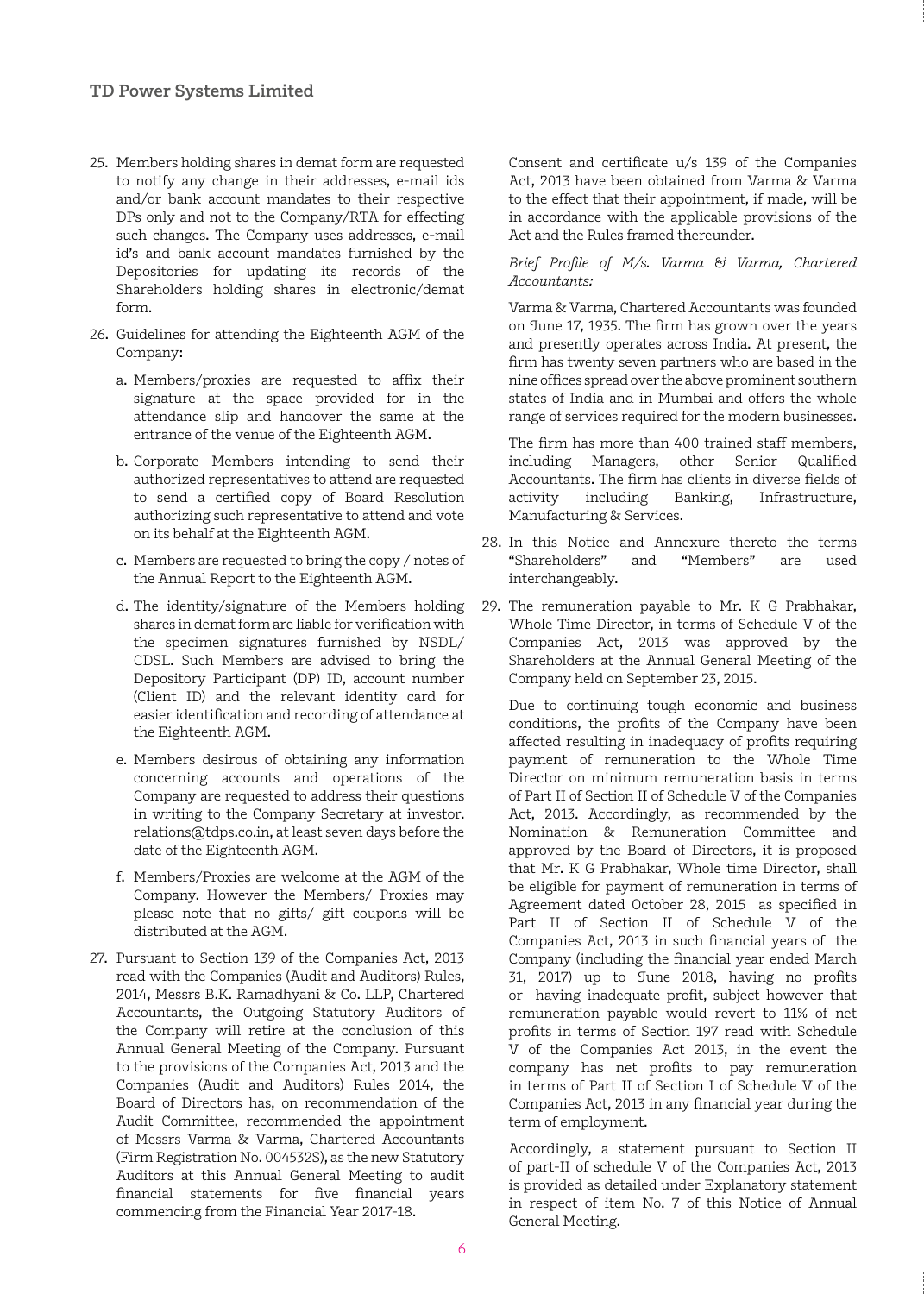25. Members holding shares in demat form are requested to notify any change in their addresses, e-mail ids and/or bank account mandates to their respective DPs only and not to the Company/RTA for effecting such changes. The Company uses addresses, e-mail id's and bank account mandates furnished by the Depositories for updating its records of the Shareholders holding shares in electronic/demat form.

26. Guidelines for attending the Eighteenth AGM of the Company:

    a. Members/proxies are requested to affix their signature at the space provided for in the attendance slip and handover the same at the entrance of the venue of the Eighteenth AGM.

    b. Corporate Members intending to send their authorized representatives to attend are requested to send a certified copy of Board Resolution authorizing such representative to attend and vote on its behalf at the Eighteenth AGM.

    c. Members are requested to bring the copy / notes of the Annual Report to the Eighteenth AGM.

    d. The identity/signature of the Members holding shares in demat form are liable for verification with the specimen signatures furnished by NSDL/ CDSL. Such Members are advised to bring the Depository Participant (DP) ID, account number (Client ID) and the relevant identity card for easier identification and recording of attendance at the Eighteenth AGM.

    e. Members desirous of obtaining any information concerning accounts and operations of the Company are requested to address their questions in writing to the Company Secretary at investor.relations@tdps.co.in, at least seven days before the date of the Eighteenth AGM.

    f. Members/Proxies are welcome at the AGM of the Company. However the Members/ Proxies may please note that no gifts/ gift coupons will be distributed at the AGM.

27. Pursuant to Section 139 of the Companies Act, 2013 read with the Companies (Audit and Auditors) Rules, 2014, Messrs B.K. Ramadhyani & Co. LLP, Chartered Accountants, the Outgoing Statutory Auditors of the Company will retire at the conclusion of this Annual General Meeting of the Company. Pursuant to the provisions of the Companies Act, 2013 and the Companies (Audit and Auditors) Rules 2014, the Board of Directors has, on recommendation of the Audit Committee, recommended the appointment of Messrs Varma & Varma, Chartered Accountants (Firm Registration No. 004532S), as the new Statutory Auditors at this Annual General Meeting to audit financial statements for five financial years commencing from the Financial Year 2017-18.

    Consent and certificate u/s 139 of the Companies Act, 2013 have been obtained from Varma & Varma to the effect that their appointment, if made, will be in accordance with the applicable provisions of the Act and the Rules framed thereunder.

    *Brief Profile of M/s. Varma & Varma, Chartered Accountants:*

    Varma & Varma, Chartered Accountants was founded on June 17, 1935. The firm has grown over the years and presently operates across India. At present, the firm has twenty seven partners who are based in the nine offices spread over the above prominent southern states of India and in Mumbai and offers the whole range of services required for the modern businesses.

    The firm has more than 400 trained staff members, including Managers, other Senior Qualified Accountants. The firm has clients in diverse fields of activity including Banking, Infrastructure, Manufacturing & Services.

28. In this Notice and Annexure thereto the terms "Shareholders" and "Members" are used interchangeably.

29. The remuneration payable to Mr. K G Prabhakar, Whole Time Director, in terms of Schedule V of the Companies Act, 2013 was approved by the Shareholders at the Annual General Meeting of the Company held on September 23, 2015.

    Due to continuing tough economic and business conditions, the profits of the Company have been affected resulting in inadequacy of profits requiring payment of remuneration to the Whole Time Director on minimum remuneration basis in terms of Part II of Section II of Schedule V of the Companies Act, 2013. Accordingly, as recommended by the Nomination & Remuneration Committee and approved by the Board of Directors, it is proposed that Mr. K G Prabhakar, Whole time Director, shall be eligible for payment of remuneration in terms of Agreement dated October 28, 2015 as specified in Part II of Section II of Schedule V of the Companies Act, 2013 in such financial years of the Company (including the financial year ended March 31, 2017) up to June 2018, having no profits or having inadequate profit, subject however that remuneration payable would revert to 11% of net profits in terms of Section 197 read with Schedule V of the Companies Act 2013, in the event the company has net profits to pay remuneration in terms of Part II of Section I of Schedule V of the Companies Act, 2013 in any financial year during the term of employment.

    Accordingly, a statement pursuant to Section II of part-II of schedule V of the Companies Act, 2013 is provided as detailed under Explanatory statement in respect of item No. 7 of this Notice of Annual General Meeting.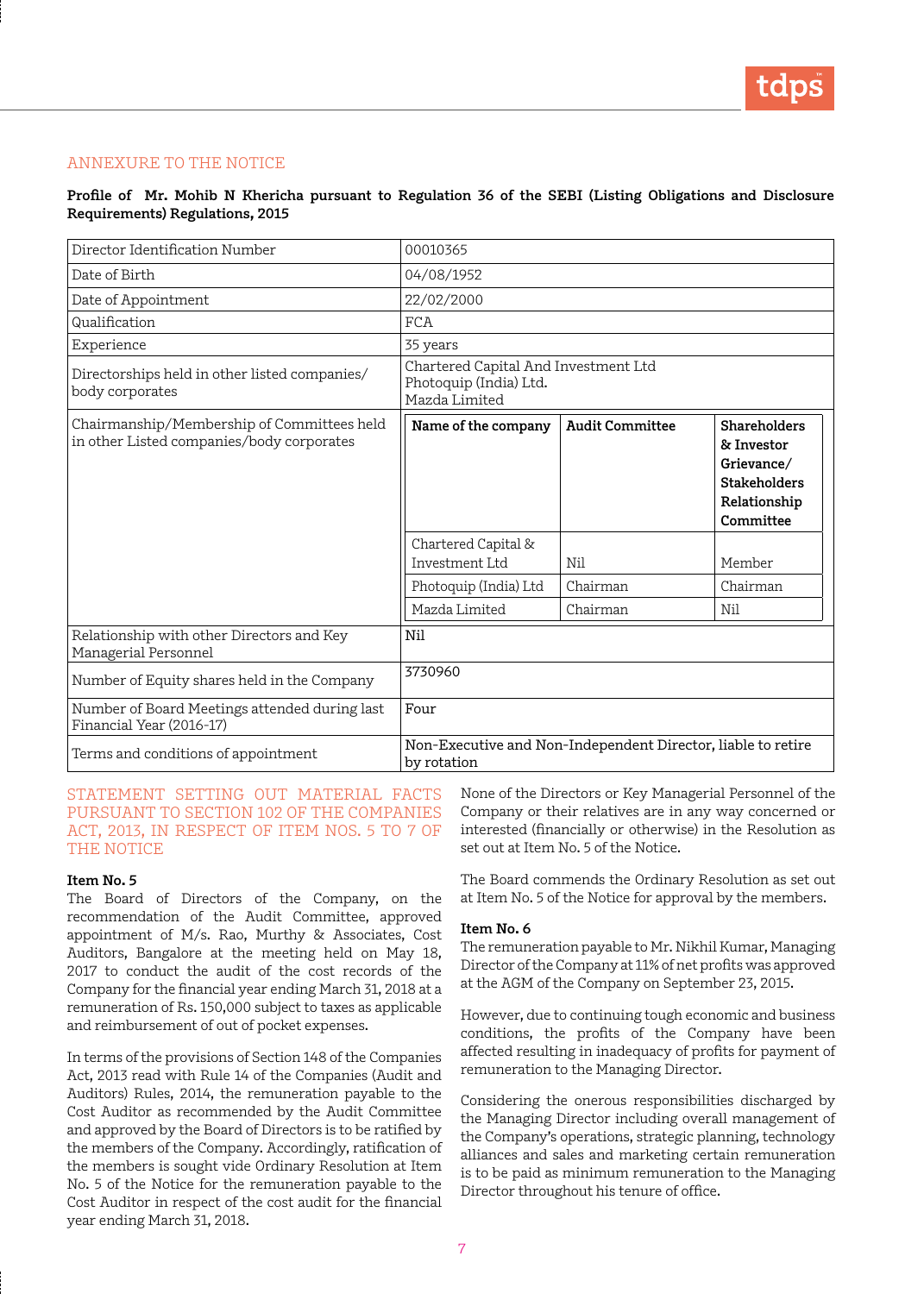## ANNEXURE TO THE NOTICE

**Profile of Mr. Mohib N Khericha pursuant to Regulation 36 of the SEBI (Listing Obligations and Disclosure Requirements) Regulations, 2015**

| Director Identification Number | 00010365 | | |
|---|---|---|---|
| Date of Birth | 04/08/1952 | | |
| Date of Appointment | 22/02/2000 | | |
| Qualification | FCA | | |
| Experience | 35 years | | |
| Directorships held in other listed companies/ body corporates | Chartered Capital And Investment Ltd<br>Photoquip (India) Ltd.<br>Mazda Limited | | |
| Chairmanship/Membership of Committees held in other Listed companies/body corporates | **Name of the company** | **Audit Committee** | **Shareholders & Investor Grievance/ Stakeholders Relationship Committee** |
| | Chartered Capital & Investment Ltd | Nil | Member |
| | Photoquip (India) Ltd | Chairman | Chairman |
| | Mazda Limited | Chairman | Nil |
| Relationship with other Directors and Key Managerial Personnel | Nil | | |
| Number of Equity shares held in the Company | 3730960 | | |
| Number of Board Meetings attended during last Financial Year (2016-17) | Four | | |
| Terms and conditions of appointment | Non-Executive and Non-Independent Director, liable to retire by rotation | | |

## STATEMENT SETTING OUT MATERIAL FACTS PURSUANT TO SECTION 102 OF THE COMPANIES ACT, 2013, IN RESPECT OF ITEM NOS. 5 TO 7 OF THE NOTICE

**Item No. 5**

The Board of Directors of the Company, on the recommendation of the Audit Committee, approved appointment of M/s. Rao, Murthy & Associates, Cost Auditors, Bangalore at the meeting held on May 18, 2017 to conduct the audit of the cost records of the Company for the financial year ending March 31, 2018 at a remuneration of Rs. 150,000 subject to taxes as applicable and reimbursement of out of pocket expenses.

In terms of the provisions of Section 148 of the Companies Act, 2013 read with Rule 14 of the Companies (Audit and Auditors) Rules, 2014, the remuneration payable to the Cost Auditor as recommended by the Audit Committee and approved by the Board of Directors is to be ratified by the members of the Company. Accordingly, ratification of the members is sought vide Ordinary Resolution at Item No. 5 of the Notice for the remuneration payable to the Cost Auditor in respect of the cost audit for the financial year ending March 31, 2018.

None of the Directors or Key Managerial Personnel of the Company or their relatives are in any way concerned or interested (financially or otherwise) in the Resolution as set out at Item No. 5 of the Notice.

The Board commends the Ordinary Resolution as set out at Item No. 5 of the Notice for approval by the members.

**Item No. 6**

The remuneration payable to Mr. Nikhil Kumar, Managing Director of the Company at 11% of net profits was approved at the AGM of the Company on September 23, 2015.

However, due to continuing tough economic and business conditions, the profits of the Company have been affected resulting in inadequacy of profits for payment of remuneration to the Managing Director.

Considering the onerous responsibilities discharged by the Managing Director including overall management of the Company's operations, strategic planning, technology alliances and sales and marketing certain remuneration is to be paid as minimum remuneration to the Managing Director throughout his tenure of office.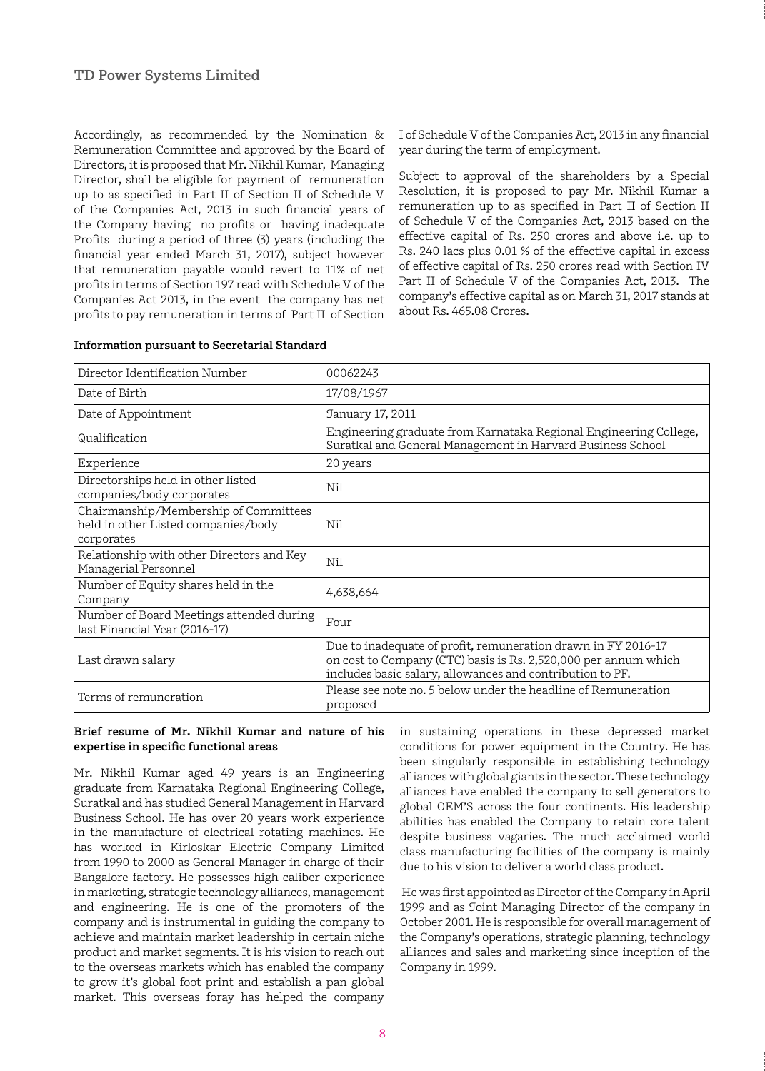Accordingly, as recommended by the Nomination & Remuneration Committee and approved by the Board of Directors, it is proposed that Mr. Nikhil Kumar, Managing Director, shall be eligible for payment of remuneration up to as specified in Part II of Section II of Schedule V of the Companies Act, 2013 in such financial years of the Company having no profits or having inadequate Profits during a period of three (3) years (including the financial year ended March 31, 2017), subject however that remuneration payable would revert to 11% of net profits in terms of Section 197 read with Schedule V of the Companies Act 2013, in the event the company has net profits to pay remuneration in terms of Part II of Section I of Schedule V of the Companies Act, 2013 in any financial year during the term of employment.

Subject to approval of the shareholders by a Special Resolution, it is proposed to pay Mr. Nikhil Kumar a remuneration up to as specified in Part II of Section II of Schedule V of the Companies Act, 2013 based on the effective capital of Rs. 250 crores and above i.e. up to Rs. 240 lacs plus 0.01 % of the effective capital in excess of effective capital of Rs. 250 crores read with Section IV Part II of Schedule V of the Companies Act, 2013. The company's effective capital as on March 31, 2017 stands at about Rs. 465.08 Crores.

**Information pursuant to Secretarial Standard**

| | |
|---|---|
| Director Identification Number | 00062243 |
| Date of Birth | 17/08/1967 |
| Date of Appointment | January 17, 2011 |
| Qualification | Engineering graduate from Karnataka Regional Engineering College, Suratkal and General Management in Harvard Business School |
| Experience | 20 years |
| Directorships held in other listed companies/body corporates | Nil |
| Chairmanship/Membership of Committees held in other Listed companies/body corporates | Nil |
| Relationship with other Directors and Key Managerial Personnel | Nil |
| Number of Equity shares held in the Company | 4,638,664 |
| Number of Board Meetings attended during last Financial Year (2016-17) | Four |
| Last drawn salary | Due to inadequate of profit, remuneration drawn in FY 2016-17 on cost to Company (CTC) basis is Rs. 2,520,000 per annum which includes basic salary, allowances and contribution to PF. |
| Terms of remuneration | Please see note no. 5 below under the headline of Remuneration proposed |

**Brief resume of Mr. Nikhil Kumar and nature of his expertise in specific functional areas**

Mr. Nikhil Kumar aged 49 years is an Engineering graduate from Karnataka Regional Engineering College, Suratkal and has studied General Management in Harvard Business School. He has over 20 years work experience in the manufacture of electrical rotating machines. He has worked in Kirloskar Electric Company Limited from 1990 to 2000 as General Manager in charge of their Bangalore factory. He possesses high caliber experience in marketing, strategic technology alliances, management and engineering. He is one of the promoters of the company and is instrumental in guiding the company to achieve and maintain market leadership in certain niche product and market segments. It is his vision to reach out to the overseas markets which has enabled the company to grow it's global foot print and establish a pan global market. This overseas foray has helped the company in sustaining operations in these depressed market conditions for power equipment in the Country. He has been singularly responsible in establishing technology alliances with global giants in the sector. These technology alliances have enabled the company to sell generators to global OEM'S across the four continents. His leadership abilities has enabled the Company to retain core talent despite business vagaries. The much acclaimed world class manufacturing facilities of the company is mainly due to his vision to deliver a world class product.

He was first appointed as Director of the Company in April 1999 and as Joint Managing Director of the company in October 2001. He is responsible for overall management of the Company's operations, strategic planning, technology alliances and sales and marketing since inception of the Company in 1999.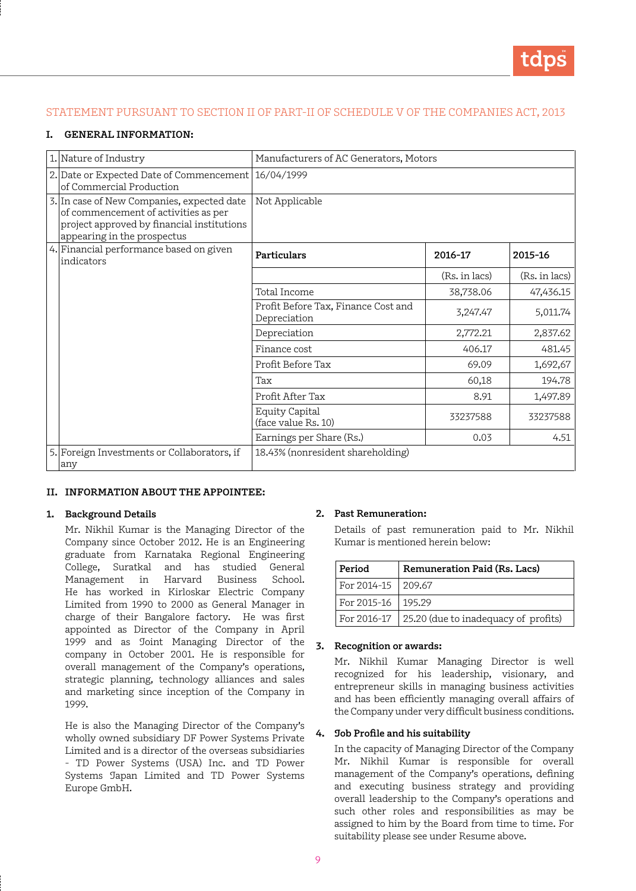## STATEMENT PURSUANT TO SECTION II OF PART-II OF SCHEDULE V OF THE COMPANIES ACT, 2013

### I. GENERAL INFORMATION:

| | | | | |
|---|---|---|---|---|
| 1. | Nature of Industry | Manufacturers of AC Generators, Motors | | |
| 2. | Date or Expected Date of Commencement of Commercial Production | 16/04/1999 | | |
| 3. | In case of New Companies, expected date of commencement of activities as per project approved by financial institutions appearing in the prospectus | Not Applicable | | |
| 4. | Financial performance based on given indicators | **Particulars** | **2016-17** | **2015-16** |
| | | | (Rs. in lacs) | (Rs. in lacs) |
| | | Total Income | 38,738.06 | 47,436.15 |
| | | Profit Before Tax, Finance Cost and Depreciation | 3,247.47 | 5,011.74 |
| | | Depreciation | 2,772.21 | 2,837.62 |
| | | Finance cost | 406.17 | 481.45 |
| | | Profit Before Tax | 69.09 | 1,692,67 |
| | | Tax | 60,18 | 194.78 |
| | | Profit After Tax | 8.91 | 1,497.89 |
| | | Equity Capital (face value Rs. 10) | 33237588 | 33237588 |
| | | Earnings per Share (Rs.) | 0.03 | 4.51 |
| 5. | Foreign Investments or Collaborators, if any | 18.43% (nonresident shareholding) | | |

### II. INFORMATION ABOUT THE APPOINTEE:

**1. Background Details**

Mr. Nikhil Kumar is the Managing Director of the Company since October 2012. He is an Engineering graduate from Karnataka Regional Engineering College, Suratkal and has studied General Management in Harvard Business School. He has worked in Kirloskar Electric Company Limited from 1990 to 2000 as General Manager in charge of their Bangalore factory. He was first appointed as Director of the Company in April 1999 and as Joint Managing Director of the company in October 2001. He is responsible for overall management of the Company's operations, strategic planning, technology alliances and sales and marketing since inception of the Company in 1999.

He is also the Managing Director of the Company's wholly owned subsidiary DF Power Systems Private Limited and is a director of the overseas subsidiaries - TD Power Systems (USA) Inc. and TD Power Systems Japan Limited and TD Power Systems Europe GmbH.

**2. Past Remuneration:**

Details of past remuneration paid to Mr. Nikhil Kumar is mentioned herein below:

| Period | Remuneration Paid (Rs. Lacs) |
|---|---|
| For 2014-15 | 209.67 |
| For 2015-16 | 195.29 |
| For 2016-17 | 25.20 (due to inadequacy of profits) |

**3. Recognition or awards:**

Mr. Nikhil Kumar Managing Director is well recognized for his leadership, visionary, and entrepreneur skills in managing business activities and has been efficiently managing overall affairs of the Company under very difficult business conditions.

**4. Job Profile and his suitability**

In the capacity of Managing Director of the Company Mr. Nikhil Kumar is responsible for overall management of the Company's operations, defining and executing business strategy and providing overall leadership to the Company's operations and such other roles and responsibilities as may be assigned to him by the Board from time to time. For suitability please see under Resume above.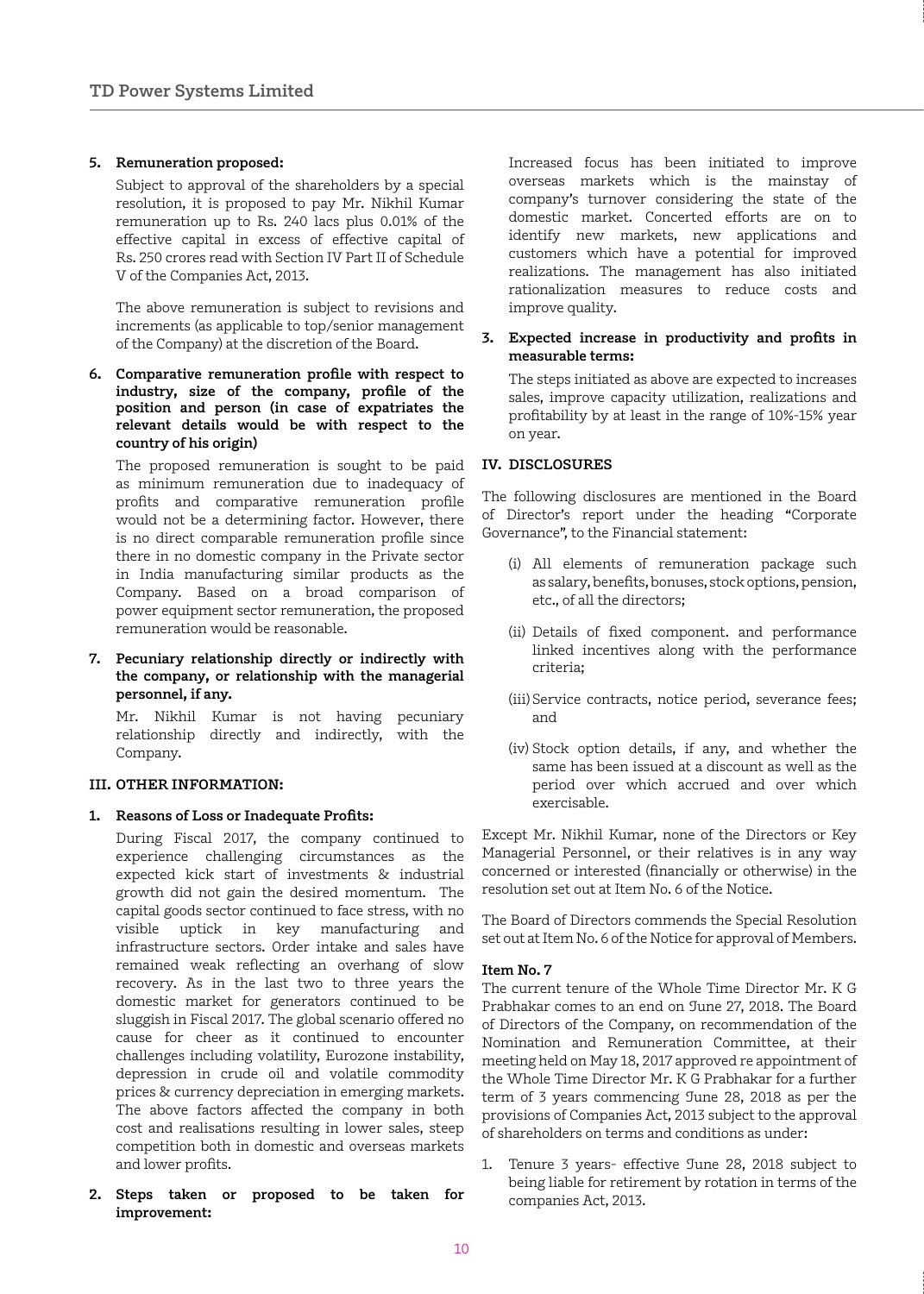5. **Remuneration proposed:**

   Subject to approval of the shareholders by a special resolution, it is proposed to pay Mr. Nikhil Kumar remuneration up to Rs. 240 lacs plus 0.01% of the effective capital in excess of effective capital of Rs. 250 crores read with Section IV Part II of Schedule V of the Companies Act, 2013.

   The above remuneration is subject to revisions and increments (as applicable to top/senior management of the Company) at the discretion of the Board.

6. **Comparative remuneration profile with respect to industry, size of the company, profile of the position and person (in case of expatriates the relevant details would be with respect to the country of his origin)**

   The proposed remuneration is sought to be paid as minimum remuneration due to inadequacy of profits and comparative remuneration profile would not be a determining factor. However, there is no direct comparable remuneration profile since there in no domestic company in the Private sector in India manufacturing similar products as the Company. Based on a broad comparison of power equipment sector remuneration, the proposed remuneration would be reasonable.

7. **Pecuniary relationship directly or indirectly with the company, or relationship with the managerial personnel, if any.**

   Mr. Nikhil Kumar is not having pecuniary relationship directly and indirectly, with the Company.

**III. OTHER INFORMATION:**

1. **Reasons of Loss or Inadequate Profits:**

   During Fiscal 2017, the company continued to experience challenging circumstances as the expected kick start of investments & industrial growth did not gain the desired momentum. The capital goods sector continued to face stress, with no visible uptick in key manufacturing and infrastructure sectors. Order intake and sales have remained weak reflecting an overhang of slow recovery. As in the last two to three years the domestic market for generators continued to be sluggish in Fiscal 2017. The global scenario offered no cause for cheer as it continued to encounter challenges including volatility, Eurozone instability, depression in crude oil and volatile commodity prices & currency depreciation in emerging markets. The above factors affected the company in both cost and realisations resulting in lower sales, steep competition both in domestic and overseas markets and lower profits.

2. **Steps taken or proposed to be taken for improvement:**

   Increased focus has been initiated to improve overseas markets which is the mainstay of company's turnover considering the state of the domestic market. Concerted efforts are on to identify new markets, new applications and customers which have a potential for improved realizations. The management has also initiated rationalization measures to reduce costs and improve quality.

3. **Expected increase in productivity and profits in measurable terms:**

   The steps initiated as above are expected to increases sales, improve capacity utilization, realizations and profitability by at least in the range of 10%-15% year on year.

**IV. DISCLOSURES**

The following disclosures are mentioned in the Board of Director's report under the heading "Corporate Governance", to the Financial statement:

(i) All elements of remuneration package such as salary, benefits, bonuses, stock options, pension, etc., of all the directors;

(ii) Details of fixed component. and performance linked incentives along with the performance criteria;

(iii) Service contracts, notice period, severance fees; and

(iv) Stock option details, if any, and whether the same has been issued at a discount as well as the period over which accrued and over which exercisable.

Except Mr. Nikhil Kumar, none of the Directors or Key Managerial Personnel, or their relatives is in any way concerned or interested (financially or otherwise) in the resolution set out at Item No. 6 of the Notice.

The Board of Directors commends the Special Resolution set out at Item No. 6 of the Notice for approval of Members.

**Item No. 7**

The current tenure of the Whole Time Director Mr. K G Prabhakar comes to an end on June 27, 2018. The Board of Directors of the Company, on recommendation of the Nomination and Remuneration Committee, at their meeting held on May 18, 2017 approved re appointment of the Whole Time Director Mr. K G Prabhakar for a further term of 3 years commencing June 28, 2018 as per the provisions of Companies Act, 2013 subject to the approval of shareholders on terms and conditions as under:

1. Tenure 3 years- effective June 28, 2018 subject to being liable for retirement by rotation in terms of the companies Act, 2013.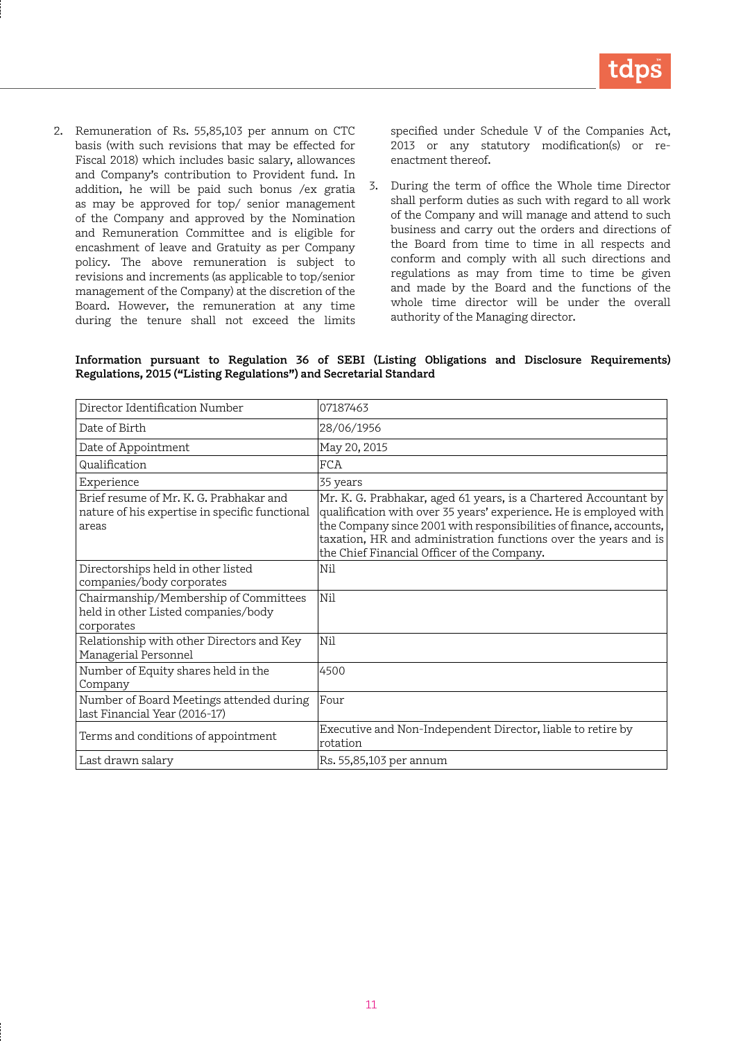2. Remuneration of Rs. 55,85,103 per annum on CTC basis (with such revisions that may be effected for Fiscal 2018) which includes basic salary, allowances and Company's contribution to Provident fund. In addition, he will be paid such bonus /ex gratia as may be approved for top/ senior management of the Company and approved by the Nomination and Remuneration Committee and is eligible for encashment of leave and Gratuity as per Company policy. The above remuneration is subject to revisions and increments (as applicable to top/senior management of the Company) at the discretion of the Board. However, the remuneration at any time during the tenure shall not exceed the limits specified under Schedule V of the Companies Act, 2013 or any statutory modification(s) or re-enactment thereof.

3. During the term of office the Whole time Director shall perform duties as such with regard to all work of the Company and will manage and attend to such business and carry out the orders and directions of the Board from time to time in all respects and conform and comply with all such directions and regulations as may from time to time be given and made by the Board and the functions of the whole time director will be under the overall authority of the Managing director.

**Information pursuant to Regulation 36 of SEBI (Listing Obligations and Disclosure Requirements) Regulations, 2015 ("Listing Regulations") and Secretarial Standard**

| | |
|---|---|
| Director Identification Number | 07187463 |
| Date of Birth | 28/06/1956 |
| Date of Appointment | May 20, 2015 |
| Qualification | FCA |
| Experience | 35 years |
| Brief resume of Mr. K. G. Prabhakar and nature of his expertise in specific functional areas | Mr. K. G. Prabhakar, aged 61 years, is a Chartered Accountant by qualification with over 35 years' experience. He is employed with the Company since 2001 with responsibilities of finance, accounts, taxation, HR and administration functions over the years and is the Chief Financial Officer of the Company. |
| Directorships held in other listed companies/body corporates | Nil |
| Chairmanship/Membership of Committees held in other Listed companies/body corporates | Nil |
| Relationship with other Directors and Key Managerial Personnel | Nil |
| Number of Equity shares held in the Company | 4500 |
| Number of Board Meetings attended during last Financial Year (2016-17) | Four |
| Terms and conditions of appointment | Executive and Non-Independent Director, liable to retire by rotation |
| Last drawn salary | Rs. 55,85,103 per annum |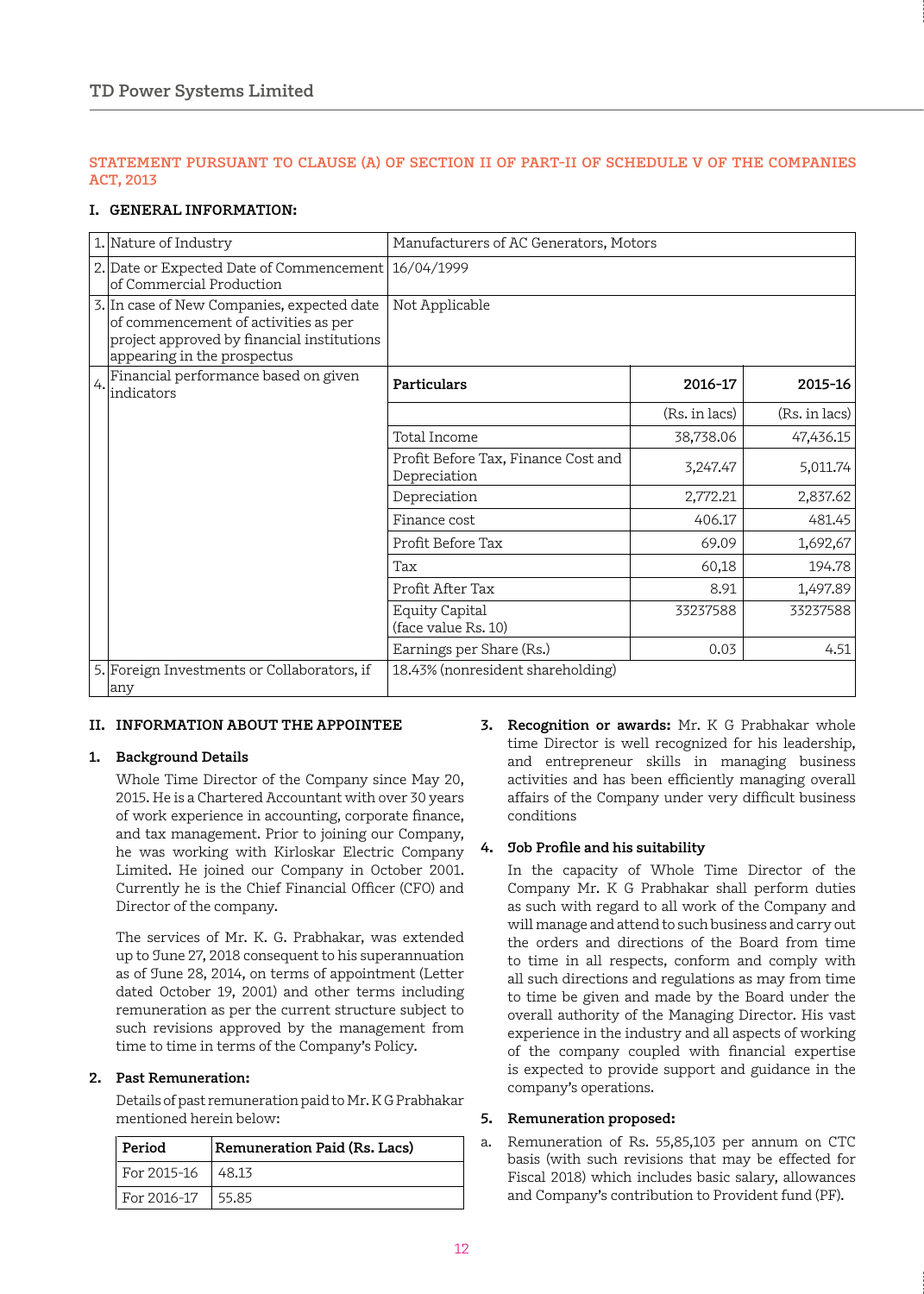## STATEMENT PURSUANT TO CLAUSE (A) OF SECTION II OF PART-II OF SCHEDULE V OF THE COMPANIES ACT, 2013

### I. GENERAL INFORMATION:

| | | | | |
|---|---|---|---|---|
| 1. | Nature of Industry | Manufacturers of AC Generators, Motors | | |
| 2. | Date or Expected Date of Commencement of Commercial Production | 16/04/1999 | | |
| 3. | In case of New Companies, expected date of commencement of activities as per project approved by financial institutions appearing in the prospectus | Not Applicable | | |
| 4. | Financial performance based on given indicators | **Particulars** | **2016-17** | **2015-16** |
| | | | (Rs. in lacs) | (Rs. in lacs) |
| | | Total Income | 38,738.06 | 47,436.15 |
| | | Profit Before Tax, Finance Cost and Depreciation | 3,247.47 | 5,011.74 |
| | | Depreciation | 2,772.21 | 2,837.62 |
| | | Finance cost | 406.17 | 481.45 |
| | | Profit Before Tax | 69.09 | 1,692,67 |
| | | Tax | 60,18 | 194.78 |
| | | Profit After Tax | 8.91 | 1,497.89 |
| | | Equity Capital (face value Rs. 10) | 33237588 | 33237588 |
| | | Earnings per Share (Rs.) | 0.03 | 4.51 |
| 5. | Foreign Investments or Collaborators, if any | 18.43% (nonresident shareholding) | | |

### II. INFORMATION ABOUT THE APPOINTEE

**1. Background Details**

Whole Time Director of the Company since May 20, 2015. He is a Chartered Accountant with over 30 years of work experience in accounting, corporate finance, and tax management. Prior to joining our Company, he was working with Kirloskar Electric Company Limited. He joined our Company in October 2001. Currently he is the Chief Financial Officer (CFO) and Director of the company.

The services of Mr. K. G. Prabhakar, was extended up to June 27, 2018 consequent to his superannuation as of June 28, 2014, on terms of appointment (Letter dated October 19, 2001) and other terms including remuneration as per the current structure subject to such revisions approved by the management from time to time in terms of the Company's Policy.

**2. Past Remuneration:**

Details of past remuneration paid to Mr. K G Prabhakar mentioned herein below:

| Period | Remuneration Paid (Rs. Lacs) |
|---|---|
| For 2015-16 | 48.13 |
| For 2016-17 | 55.85 |

**3. Recognition or awards:** Mr. K G Prabhakar whole time Director is well recognized for his leadership, and entrepreneur skills in managing business activities and has been efficiently managing overall affairs of the Company under very difficult business conditions

**4. Job Profile and his suitability**

In the capacity of Whole Time Director of the Company Mr. K G Prabhakar shall perform duties as such with regard to all work of the Company and will manage and attend to such business and carry out the orders and directions of the Board from time to time in all respects, conform and comply with all such directions and regulations as may from time to time be given and made by the Board under the overall authority of the Managing Director. His vast experience in the industry and all aspects of working of the company coupled with financial expertise is expected to provide support and guidance in the company's operations.

**5. Remuneration proposed:**

a. Remuneration of Rs. 55,85,103 per annum on CTC basis (with such revisions that may be effected for Fiscal 2018) which includes basic salary, allowances and Company's contribution to Provident fund (PF).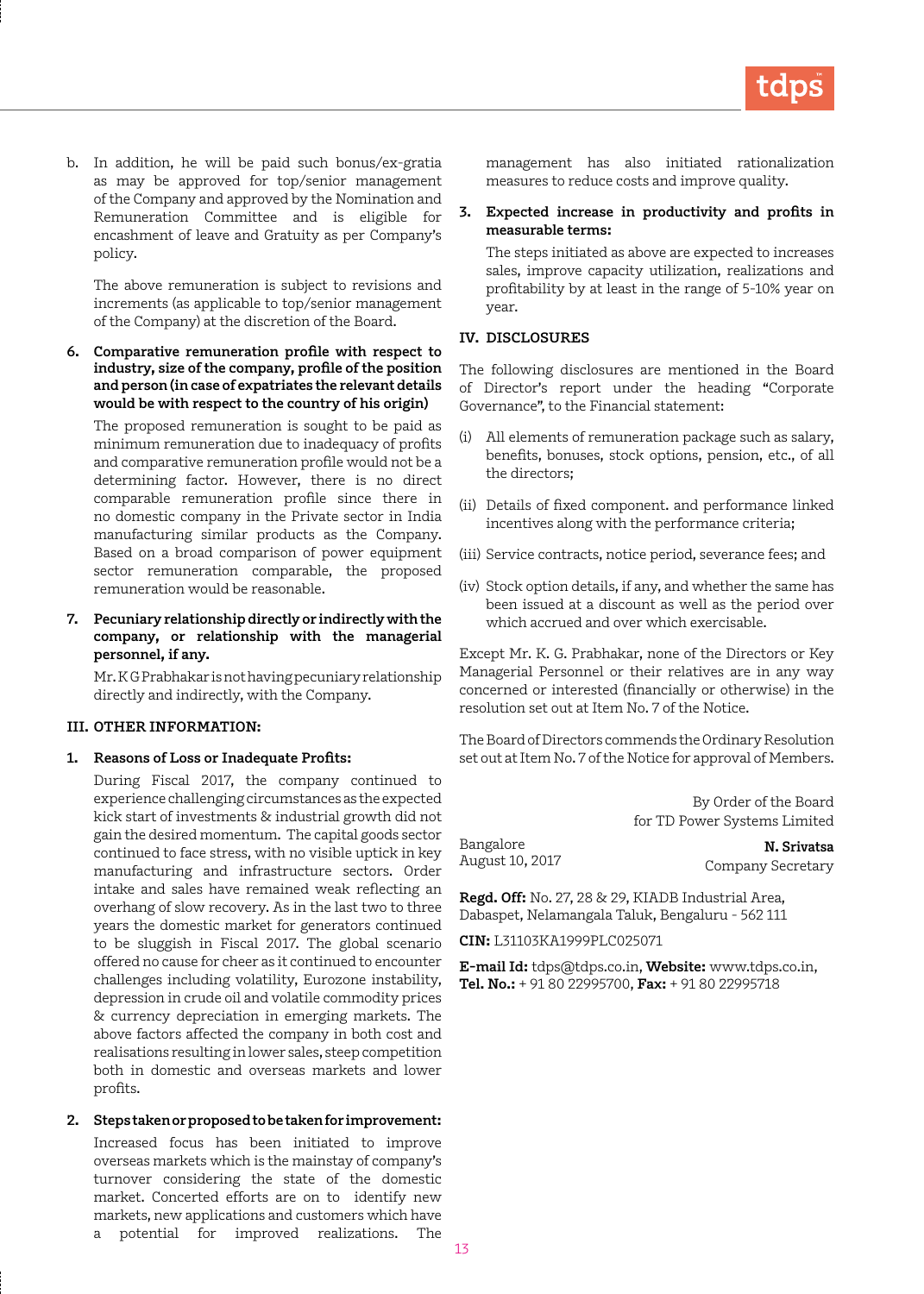b. In addition, he will be paid such bonus/ex-gratia as may be approved for top/senior management of the Company and approved by the Nomination and Remuneration Committee and is eligible for encashment of leave and Gratuity as per Company's policy.

   The above remuneration is subject to revisions and increments (as applicable to top/senior management of the Company) at the discretion of the Board.

**6. Comparative remuneration profile with respect to industry, size of the company, profile of the position and person (in case of expatriates the relevant details would be with respect to the country of his origin)**

The proposed remuneration is sought to be paid as minimum remuneration due to inadequacy of profits and comparative remuneration profile would not be a determining factor. However, there is no direct comparable remuneration profile since there in no domestic company in the Private sector in India manufacturing similar products as the Company. Based on a broad comparison of power equipment sector remuneration comparable, the proposed remuneration would be reasonable.

**7. Pecuniary relationship directly or indirectly with the company, or relationship with the managerial personnel, if any.**

Mr. K G Prabhakar is not having pecuniary relationship directly and indirectly, with the Company.

**III. OTHER INFORMATION:**

**1. Reasons of Loss or Inadequate Profits:**

During Fiscal 2017, the company continued to experience challenging circumstances as the expected kick start of investments & industrial growth did not gain the desired momentum. The capital goods sector continued to face stress, with no visible uptick in key manufacturing and infrastructure sectors. Order intake and sales have remained weak reflecting an overhang of slow recovery. As in the last two to three years the domestic market for generators continued to be sluggish in Fiscal 2017. The global scenario offered no cause for cheer as it continued to encounter challenges including volatility, Eurozone instability, depression in crude oil and volatile commodity prices & currency depreciation in emerging markets. The above factors affected the company in both cost and realisations resulting in lower sales, steep competition both in domestic and overseas markets and lower profits.

**2. Steps taken or proposed to be taken for improvement:**

Increased focus has been initiated to improve overseas markets which is the mainstay of company's turnover considering the state of the domestic market. Concerted efforts are on to identify new markets, new applications and customers which have a potential for improved realizations. The management has also initiated rationalization measures to reduce costs and improve quality.

**3. Expected increase in productivity and profits in measurable terms:**

The steps initiated as above are expected to increases sales, improve capacity utilization, realizations and profitability by at least in the range of 5-10% year on year.

**IV. DISCLOSURES**

The following disclosures are mentioned in the Board of Director's report under the heading "Corporate Governance", to the Financial statement:

(i) All elements of remuneration package such as salary, benefits, bonuses, stock options, pension, etc., of all the directors;

(ii) Details of fixed component. and performance linked incentives along with the performance criteria;

(iii) Service contracts, notice period, severance fees; and

(iv) Stock option details, if any, and whether the same has been issued at a discount as well as the period over which accrued and over which exercisable.

Except Mr. K. G. Prabhakar, none of the Directors or Key Managerial Personnel or their relatives are in any way concerned or interested (financially or otherwise) in the resolution set out at Item No. 7 of the Notice.

The Board of Directors commends the Ordinary Resolution set out at Item No. 7 of the Notice for approval of Members.

By Order of the Board
for TD Power Systems Limited

Bangalore
August 10, 2017

**N. Srivatsa**
Company Secretary

**Regd. Off:** No. 27, 28 & 29, KIADB Industrial Area, Dabaspet, Nelamangala Taluk, Bengaluru - 562 111

**CIN:** L31103KA1999PLC025071

**E-mail Id:** tdps@tdps.co.in, **Website:** www.tdps.co.in, **Tel. No.:** + 91 80 22995700, **Fax:** + 91 80 22995718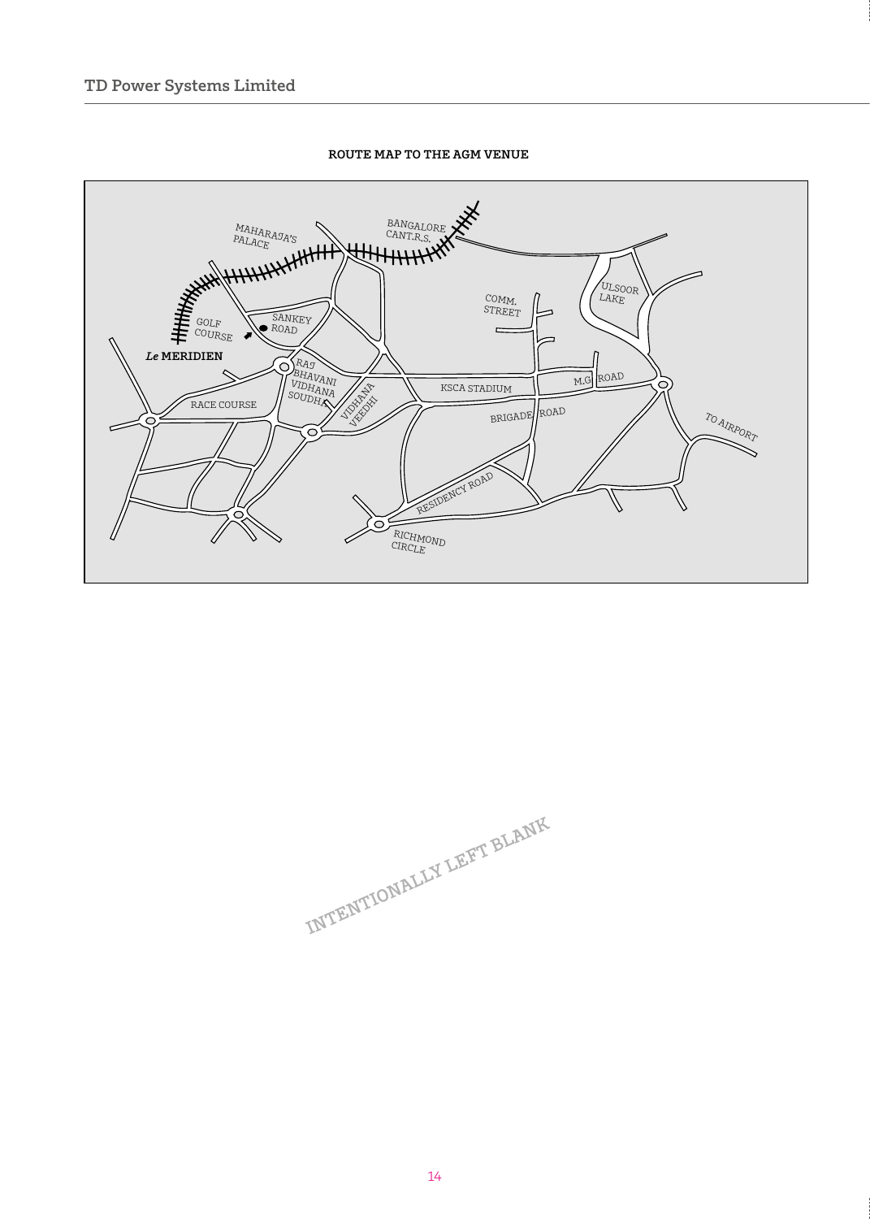**ROUTE MAP TO THE AGM VENUE**

MAHARAJA'S PALACE

BANGALORE CANT.R.S.

ULSOOR LAKE

COMM. STREET

GOLF COURSE

SANKEY ROAD

*Le* **MERIDIEN**

RAJ BHAVAN

VIDHANA SOUDHA

VIDHANA VEEDHI

KSCA STADIUM

M.G ROAD

RACE COURSE

BRIGADE ROAD

TO AIRPORT

RESIDENCY ROAD

RICHMOND CIRCLE

INTENTIONALLY LEFT BLANK